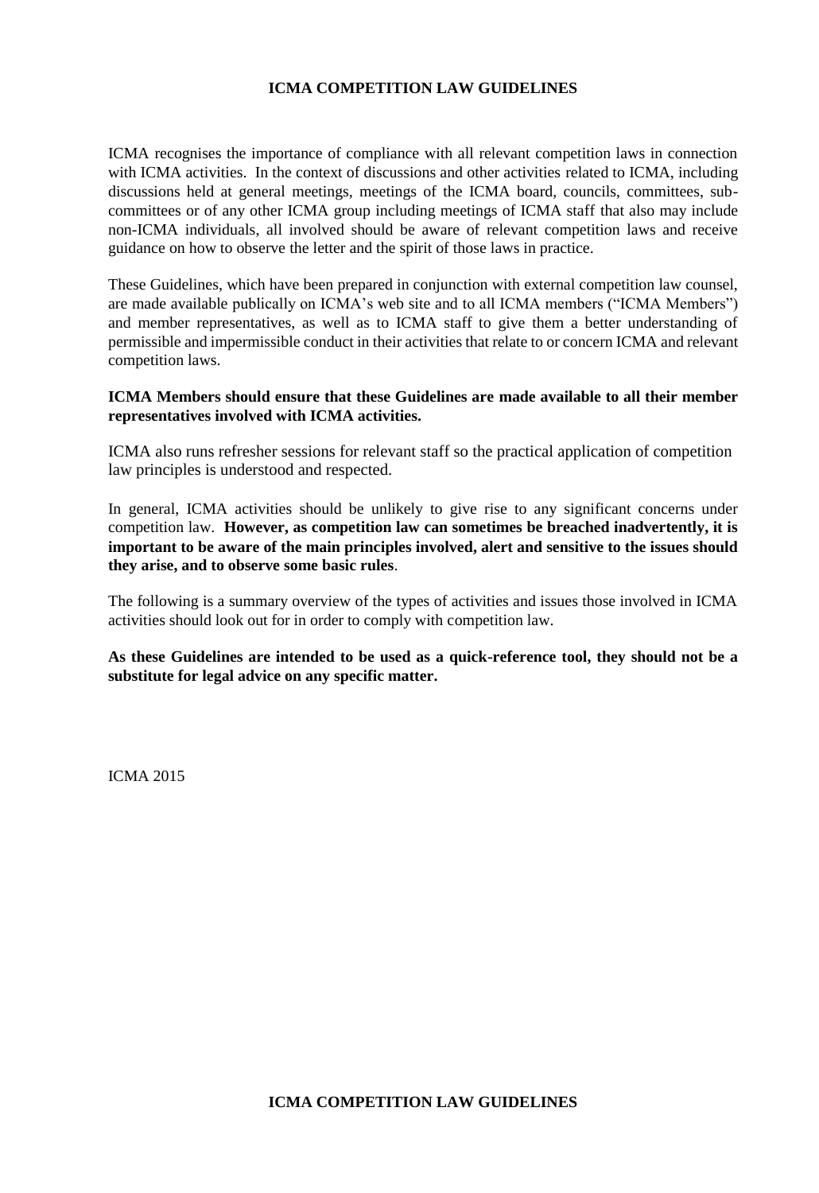# ICMA COMPETITION LAW GUIDELINES

ICMA recognises the importance of compliance with all relevant competition laws in connection with ICMA activities. In the context of discussions and other activities related to ICMA, including discussions held at general meetings, meetings of the ICMA board, councils, committees, sub-committees or of any other ICMA group including meetings of ICMA staff that also may include non-ICMA individuals, all involved should be aware of relevant competition laws and receive guidance on how to observe the letter and the spirit of those laws in practice.

These Guidelines, which have been prepared in conjunction with external competition law counsel, are made available publically on ICMA's web site and to all ICMA members ("ICMA Members") and member representatives, as well as to ICMA staff to give them a better understanding of permissible and impermissible conduct in their activities that relate to or concern ICMA and relevant competition laws.

**ICMA Members should ensure that these Guidelines are made available to all their member representatives involved with ICMA activities.**

ICMA also runs refresher sessions for relevant staff so the practical application of competition law principles is understood and respected.

In general, ICMA activities should be unlikely to give rise to any significant concerns under competition law. **However, as competition law can sometimes be breached inadvertently, it is important to be aware of the main principles involved, alert and sensitive to the issues should they arise, and to observe some basic rules**.

The following is a summary overview of the types of activities and issues those involved in ICMA activities should look out for in order to comply with competition law.

**As these Guidelines are intended to be used as a quick-reference tool, they should not be a substitute for legal advice on any specific matter.**

ICMA 2015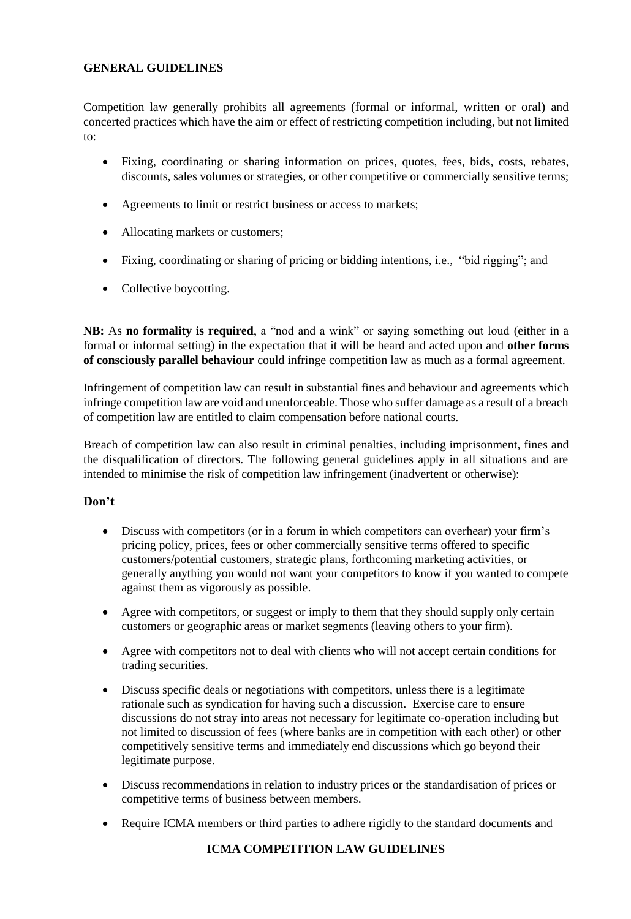**GENERAL GUIDELINES**

Competition law generally prohibits all agreements (formal or informal, written or oral) and concerted practices which have the aim or effect of restricting competition including, but not limited to:

- Fixing, coordinating or sharing information on prices, quotes, fees, bids, costs, rebates, discounts, sales volumes or strategies, or other competitive or commercially sensitive terms;
- Agreements to limit or restrict business or access to markets;
- Allocating markets or customers;
- Fixing, coordinating or sharing of pricing or bidding intentions, i.e., "bid rigging"; and
- Collective boycotting.

**NB:** As **no formality is required**, a "nod and a wink" or saying something out loud (either in a formal or informal setting) in the expectation that it will be heard and acted upon and **other forms of consciously parallel behaviour** could infringe competition law as much as a formal agreement.

Infringement of competition law can result in substantial fines and behaviour and agreements which infringe competition law are void and unenforceable. Those who suffer damage as a result of a breach of competition law are entitled to claim compensation before national courts.

Breach of competition law can also result in criminal penalties, including imprisonment, fines and the disqualification of directors. The following general guidelines apply in all situations and are intended to minimise the risk of competition law infringement (inadvertent or otherwise):

**Don't**

- Discuss with competitors (or in a forum in which competitors can overhear) your firm's pricing policy, prices, fees or other commercially sensitive terms offered to specific customers/potential customers, strategic plans, forthcoming marketing activities, or generally anything you would not want your competitors to know if you wanted to compete against them as vigorously as possible.
- Agree with competitors, or suggest or imply to them that they should supply only certain customers or geographic areas or market segments (leaving others to your firm).
- Agree with competitors not to deal with clients who will not accept certain conditions for trading securities.
- Discuss specific deals or negotiations with competitors, unless there is a legitimate rationale such as syndication for having such a discussion. Exercise care to ensure discussions do not stray into areas not necessary for legitimate co-operation including but not limited to discussion of fees (where banks are in competition with each other) or other competitively sensitive terms and immediately end discussions which go beyond their legitimate purpose.
- Discuss recommendations in relation to industry prices or the standardisation of prices or competitive terms of business between members.
- Require ICMA members or third parties to adhere rigidly to the standard documents and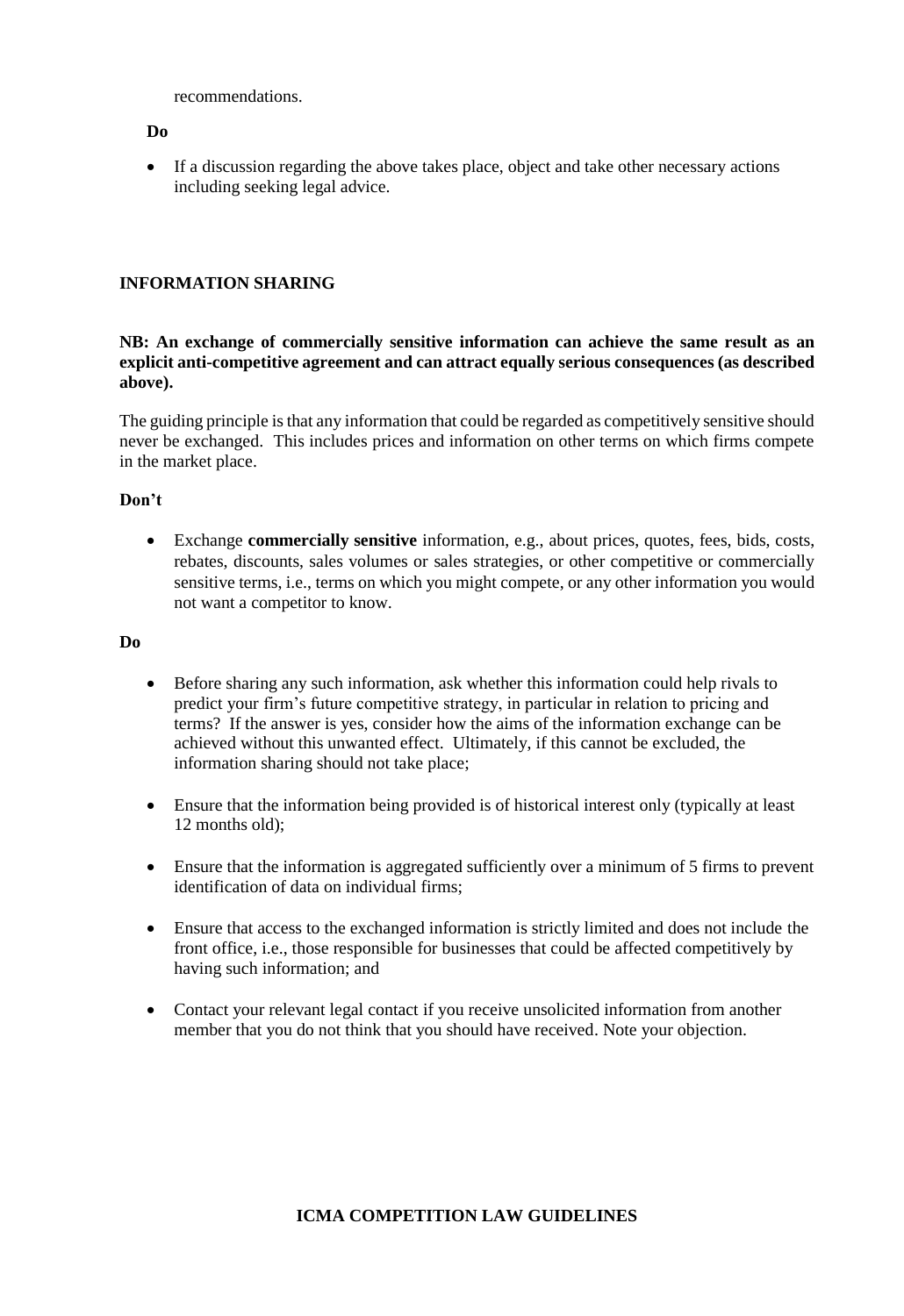recommendations.

**Do**

- If a discussion regarding the above takes place, object and take other necessary actions including seeking legal advice.

## INFORMATION SHARING

**NB: An exchange of commercially sensitive information can achieve the same result as an explicit anti-competitive agreement and can attract equally serious consequences (as described above).**

The guiding principle is that any information that could be regarded as competitively sensitive should never be exchanged. This includes prices and information on other terms on which firms compete in the market place.

**Don't**

- Exchange **commercially sensitive** information, e.g., about prices, quotes, fees, bids, costs, rebates, discounts, sales volumes or sales strategies, or other competitive or commercially sensitive terms, i.e., terms on which you might compete, or any other information you would not want a competitor to know.

**Do**

- Before sharing any such information, ask whether this information could help rivals to predict your firm's future competitive strategy, in particular in relation to pricing and terms? If the answer is yes, consider how the aims of the information exchange can be achieved without this unwanted effect. Ultimately, if this cannot be excluded, the information sharing should not take place;

- Ensure that the information being provided is of historical interest only (typically at least 12 months old);

- Ensure that the information is aggregated sufficiently over a minimum of 5 firms to prevent identification of data on individual firms;

- Ensure that access to the exchanged information is strictly limited and does not include the front office, i.e., those responsible for businesses that could be affected competitively by having such information; and

- Contact your relevant legal contact if you receive unsolicited information from another member that you do not think that you should have received. Note your objection.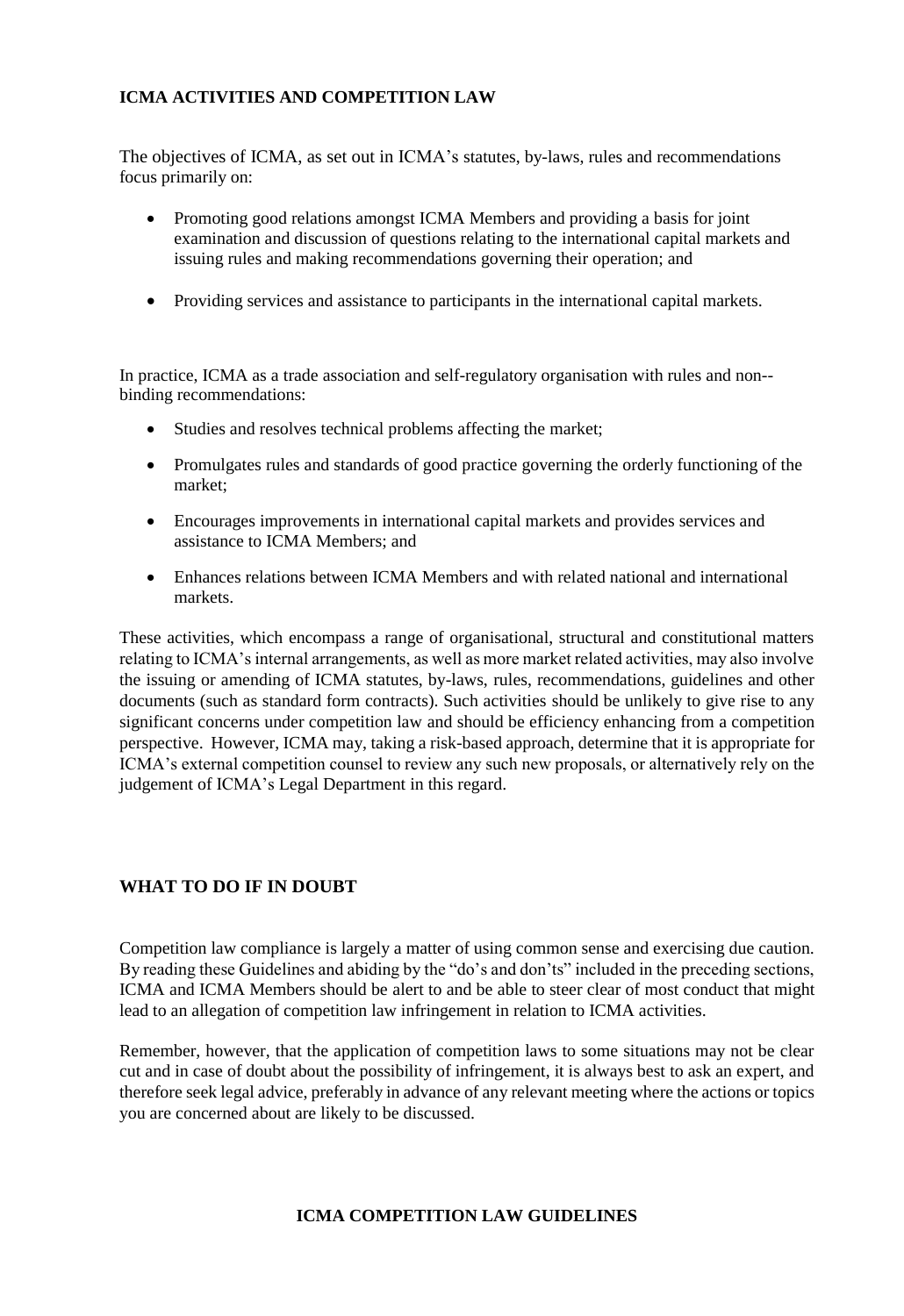## ICMA ACTIVITIES AND COMPETITION LAW

The objectives of ICMA, as set out in ICMA's statutes, by-laws, rules and recommendations focus primarily on:

- Promoting good relations amongst ICMA Members and providing a basis for joint examination and discussion of questions relating to the international capital markets and issuing rules and making recommendations governing their operation; and
- Providing services and assistance to participants in the international capital markets.

In practice, ICMA as a trade association and self-regulatory organisation with rules and non--binding recommendations:

- Studies and resolves technical problems affecting the market;
- Promulgates rules and standards of good practice governing the orderly functioning of the market;
- Encourages improvements in international capital markets and provides services and assistance to ICMA Members; and
- Enhances relations between ICMA Members and with related national and international markets.

These activities, which encompass a range of organisational, structural and constitutional matters relating to ICMA's internal arrangements, as well as more market related activities, may also involve the issuing or amending of ICMA statutes, by-laws, rules, recommendations, guidelines and other documents (such as standard form contracts). Such activities should be unlikely to give rise to any significant concerns under competition law and should be efficiency enhancing from a competition perspective. However, ICMA may, taking a risk-based approach, determine that it is appropriate for ICMA's external competition counsel to review any such new proposals, or alternatively rely on the judgement of ICMA's Legal Department in this regard.

## WHAT TO DO IF IN DOUBT

Competition law compliance is largely a matter of using common sense and exercising due caution. By reading these Guidelines and abiding by the "do's and don'ts" included in the preceding sections, ICMA and ICMA Members should be alert to and be able to steer clear of most conduct that might lead to an allegation of competition law infringement in relation to ICMA activities.

Remember, however, that the application of competition laws to some situations may not be clear cut and in case of doubt about the possibility of infringement, it is always best to ask an expert, and therefore seek legal advice, preferably in advance of any relevant meeting where the actions or topics you are concerned about are likely to be discussed.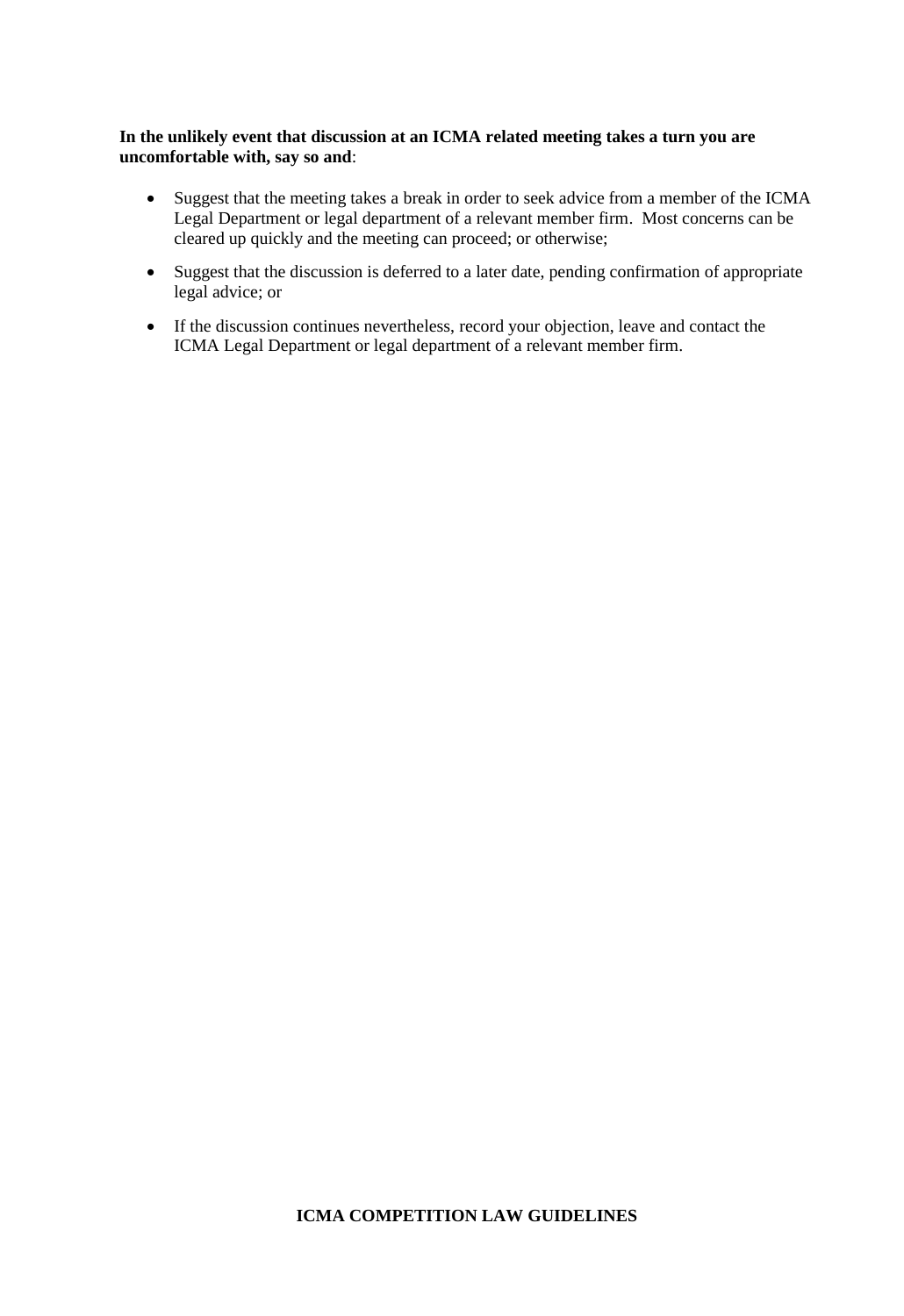**In the unlikely event that discussion at an ICMA related meeting takes a turn you are uncomfortable with, say so and**:

- Suggest that the meeting takes a break in order to seek advice from a member of the ICMA Legal Department or legal department of a relevant member firm. Most concerns can be cleared up quickly and the meeting can proceed; or otherwise;
- Suggest that the discussion is deferred to a later date, pending confirmation of appropriate legal advice; or
- If the discussion continues nevertheless, record your objection, leave and contact the ICMA Legal Department or legal department of a relevant member firm.